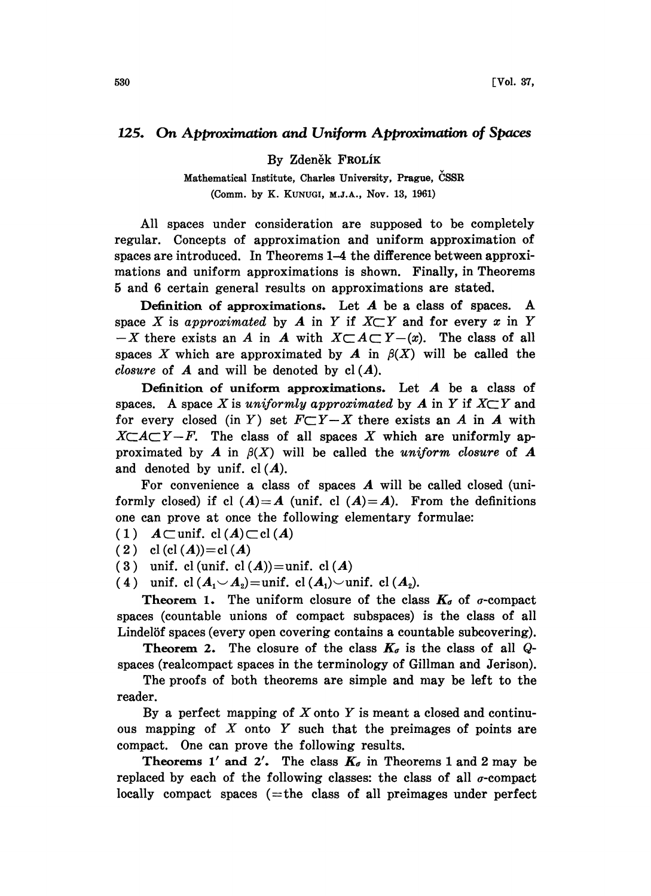# 125. On Approximation and Uniform Approximation of Spaces

By Zdeněk FROLÍK

Mathematical Institute, Charles University, Prague, ČSSR

(Comm. by K. KUNUGI, M.J.A., Nov. 13, 1961)

All spaces under consideration are supposed to be completely regular. Concepts of approximation and uniform approximation of spaces are introduced. In Theorems 1–4 the difference between approximations and uniform approximations is shown. Finally, in Theorems 5 and 6 certain general results on approximations are stated.

**Definition of approximations.** Let $\boldsymbol{A}$ be a class of spaces. A space $X$ is *approximated* by $\boldsymbol{A}$ in $Y$ if $X \subset Y$ and for every $x$ in $Y - X$ there exists an $A$ in $\boldsymbol{A}$ with $X \subset A \subset Y - (x)$. The class of all spaces $X$ which are approximated by $\boldsymbol{A}$ in $\beta(X)$ will be called the *closure* of $\boldsymbol{A}$ and will be denoted by $\mathrm{cl}(\boldsymbol{A})$.

**Definition of uniform approximations.** Let $\boldsymbol{A}$ be a class of spaces. A space $X$ is *uniformly approximated* by $\boldsymbol{A}$ in $Y$ if $X \subset Y$ and for every closed (in $Y$) set $F \subset Y - X$ there exists an $A$ in $\boldsymbol{A}$ with $X \subset A \subset Y - F$. The class of all spaces $X$ which are uniformly approximated by $\boldsymbol{A}$ in $\beta(X)$ will be called the *uniform closure* of $\boldsymbol{A}$ and denoted by $\mathrm{unif.\ cl}(\boldsymbol{A})$.

For convenience a class of spaces $\boldsymbol{A}$ will be called closed (uniformly closed) if $\mathrm{cl}(\boldsymbol{A}) = \boldsymbol{A}$ ($\mathrm{unif.\ cl}(\boldsymbol{A}) = \boldsymbol{A}$). From the definitions one can prove at once the following elementary formulae:

(1) $\boldsymbol{A} \subset \mathrm{unif.\ cl}(\boldsymbol{A}) \subset \mathrm{cl}(\boldsymbol{A})$

(2) $\mathrm{cl}(\mathrm{cl}(\boldsymbol{A})) = \mathrm{cl}(\boldsymbol{A})$

(3) $\mathrm{unif.\ cl}(\mathrm{unif.\ cl}(\boldsymbol{A})) = \mathrm{unif.\ cl}(\boldsymbol{A})$

(4) $\mathrm{unif.\ cl}(\boldsymbol{A}_1 \cup \boldsymbol{A}_2) = \mathrm{unif.\ cl}(\boldsymbol{A}_1) \cup \mathrm{unif.\ cl}(\boldsymbol{A}_2)$.

**Theorem 1.** The uniform closure of the class $\boldsymbol{K}_\sigma$ of $\sigma$-compact spaces (countable unions of compact subspaces) is the class of all Lindelöf spaces (every open covering contains a countable subcovering).

**Theorem 2.** The closure of the class $\boldsymbol{K}_\sigma$ is the class of all $Q$-spaces (realcompact spaces in the terminology of Gillman and Jerison).

The proofs of both theorems are simple and may be left to the reader.

By a perfect mapping of $X$ onto $Y$ is meant a closed and continuous mapping of $X$ onto $Y$ such that the preimages of points are compact. One can prove the following results.

**Theorems 1′ and 2′.** The class $\boldsymbol{K}_\sigma$ in Theorems 1 and 2 may be replaced by each of the following classes: the class of all $\sigma$-compact locally compact spaces (= the class of all preimages under perfect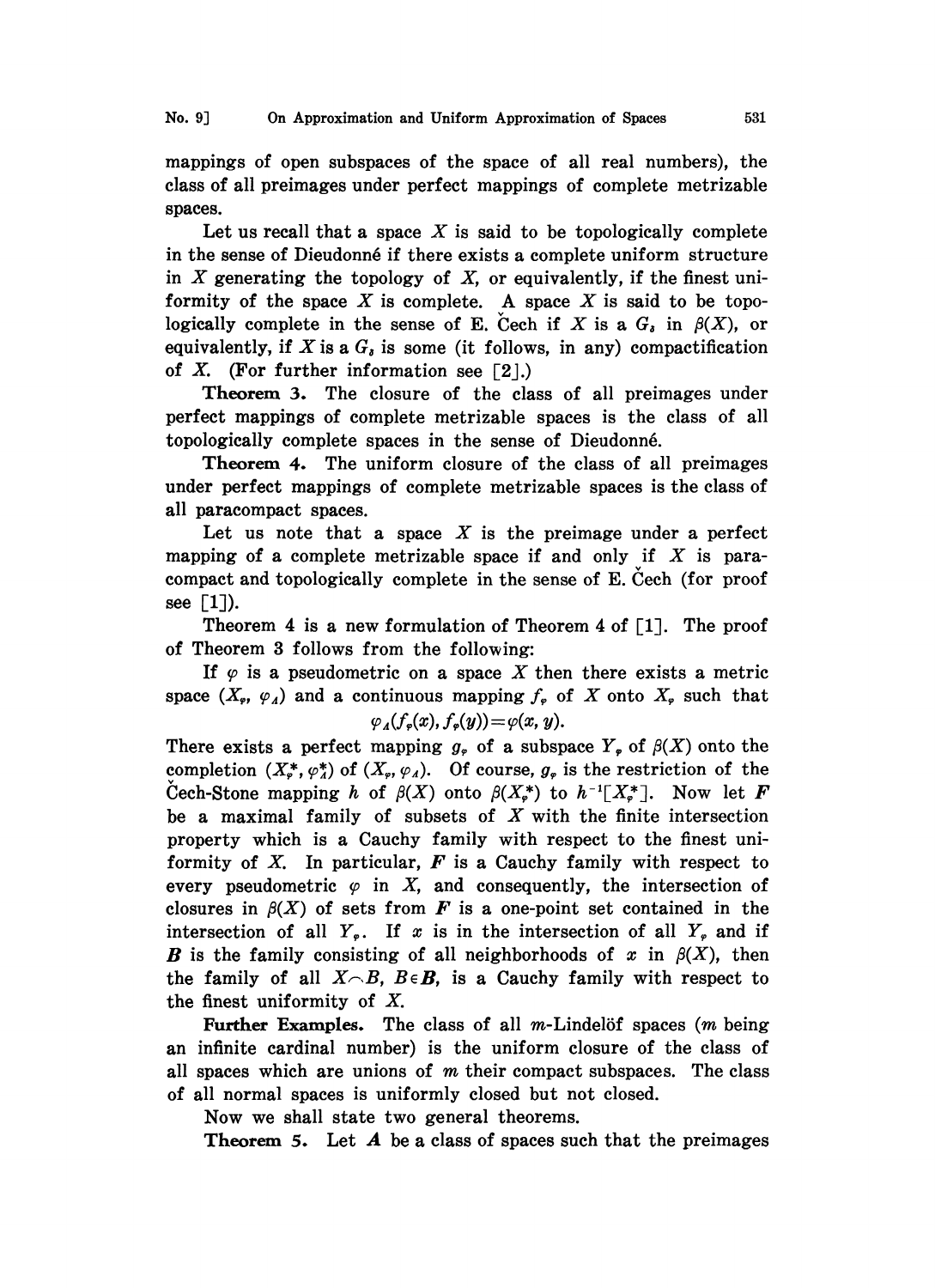mappings of open subspaces of the space of all real numbers), the class of all preimages under perfect mappings of complete metrizable spaces.

Let us recall that a space $X$ is said to be topologically complete in the sense of Dieudonné if there exists a complete uniform structure in $X$ generating the topology of $X$, or equivalently, if the finest uniformity of the space $X$ is complete. A space $X$ is said to be topologically complete in the sense of E. Čech if $X$ is a $G_\delta$ in $\beta(X)$, or equivalently, if $X$ is a $G_\delta$ is some (it follows, in any) compactification of $X$. (For further information see [2].)

**Theorem 3.** The closure of the class of all preimages under perfect mappings of complete metrizable spaces is the class of all topologically complete spaces in the sense of Dieudonné.

**Theorem 4.** The uniform closure of the class of all preimages under perfect mappings of complete metrizable spaces is the class of all paracompact spaces.

Let us note that a space $X$ is the preimage under a perfect mapping of a complete metrizable space if and only if $X$ is paracompact and topologically complete in the sense of E. Čech (for proof see [1]).

Theorem 4 is a new formulation of Theorem 4 of [1]. The proof of Theorem 3 follows from the following:

If $\varphi$ is a pseudometric on a space $X$ then there exists a metric space $(X_\varphi, \varphi_A)$ and a continuous mapping $f_\varphi$ of $X$ onto $X_\varphi$ such that

$$\varphi_A(f_\varphi(x), f_\varphi(y)) = \varphi(x, y).$$

There exists a perfect mapping $g_\varphi$ of a subspace $Y_\varphi$ of $\beta(X)$ onto the completion $(X_\varphi^*, \varphi_A^*)$ of $(X_\varphi, \varphi_A)$. Of course, $g_\varphi$ is the restriction of the Čech-Stone mapping $h$ of $\beta(X)$ onto $\beta(X_\varphi^*)$ to $h^{-1}[X_\varphi^*]$. Now let $\boldsymbol{F}$ be a maximal family of subsets of $X$ with the finite intersection property which is a Cauchy family with respect to the finest uniformity of $X$. In particular, $\boldsymbol{F}$ is a Cauchy family with respect to every pseudometric $\varphi$ in $X$, and consequently, the intersection of closures in $\beta(X)$ of sets from $\boldsymbol{F}$ is a one-point set contained in the intersection of all $Y_\varphi$. If $x$ is in the intersection of all $Y_\varphi$ and if $\boldsymbol{B}$ is the family consisting of all neighborhoods of $x$ in $\beta(X)$, then the family of all $X \frown B$, $B \in \boldsymbol{B}$, is a Cauchy family with respect to the finest uniformity of $X$.

**Further Examples.** The class of all $m$-Lindelöf spaces ($m$ being an infinite cardinal number) is the uniform closure of the class of all spaces which are unions of $m$ their compact subspaces. The class of all normal spaces is uniformly closed but not closed.

Now we shall state two general theorems.

**Theorem 5.** Let $\boldsymbol{A}$ be a class of spaces such that the preimages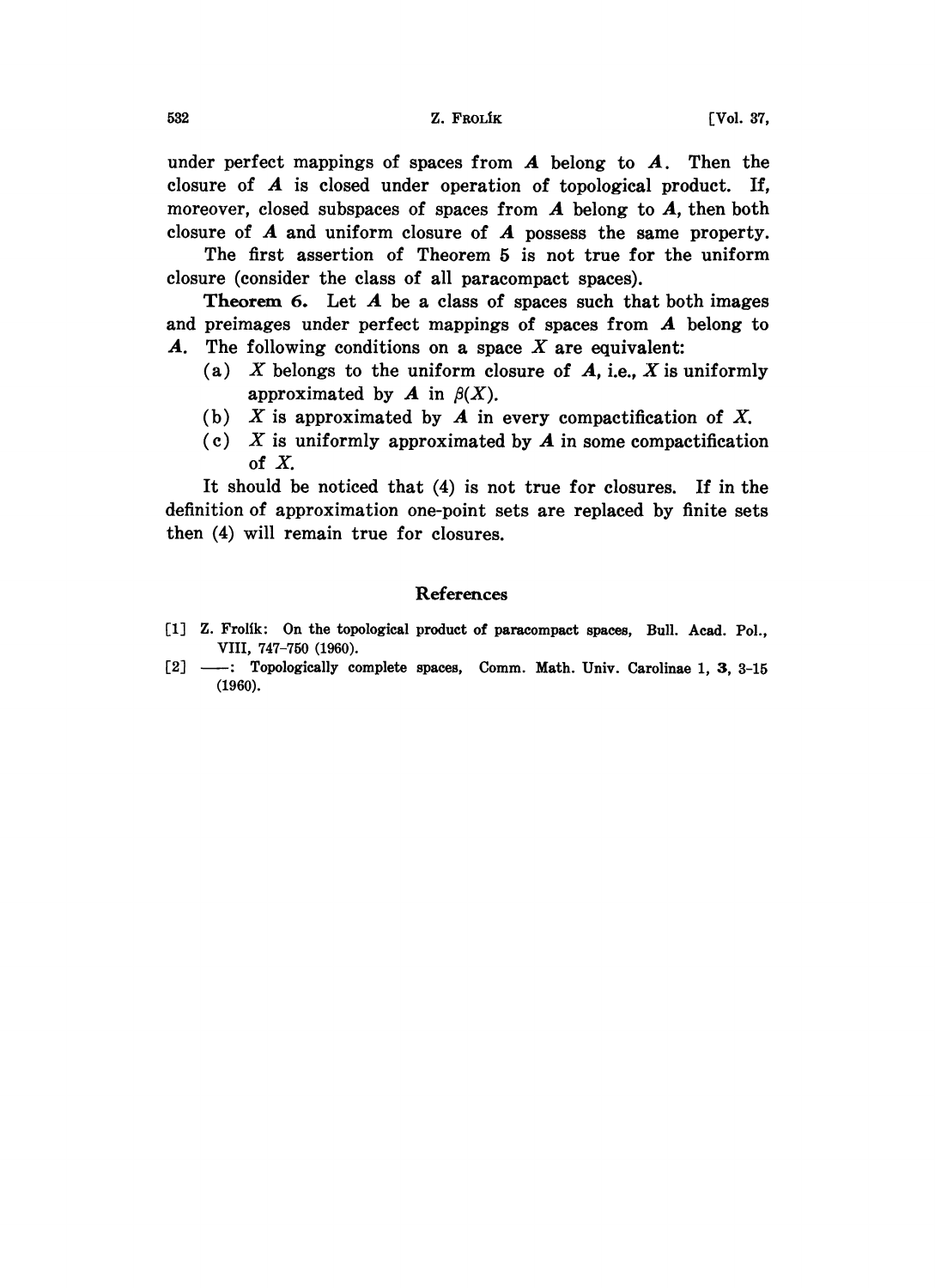under perfect mappings of spaces from $\boldsymbol{A}$ belong to $\boldsymbol{A}$. Then the closure of $\boldsymbol{A}$ is closed under operation of topological product. If, moreover, closed subspaces of spaces from $\boldsymbol{A}$ belong to $\boldsymbol{A}$, then both closure of $\boldsymbol{A}$ and uniform closure of $\boldsymbol{A}$ possess the same property.

The first assertion of Theorem 5 is not true for the uniform closure (consider the class of all paracompact spaces).

**Theorem 6.** Let $\boldsymbol{A}$ be a class of spaces such that both images and preimages under perfect mappings of spaces from $\boldsymbol{A}$ belong to $\boldsymbol{A}$. The following conditions on a space $X$ are equivalent:

- (a) $X$ belongs to the uniform closure of $\boldsymbol{A}$, i.e., $X$ is uniformly approximated by $\boldsymbol{A}$ in $\beta(X)$.
- (b) $X$ is approximated by $\boldsymbol{A}$ in every compactification of $X$.
- (c) $X$ is uniformly approximated by $\boldsymbol{A}$ in some compactification of $X$.

It should be noticed that (4) is not true for closures. If in the definition of approximation one-point sets are replaced by finite sets then (4) will remain true for closures.

## References

[1] Z. Frolík: On the topological product of paracompact spaces, Bull. Acad. Pol., VIII, 747–750 (1960).

[2] ——: Topologically complete spaces, Comm. Math. Univ. Carolinae 1, **3**, 3–15 (1960).